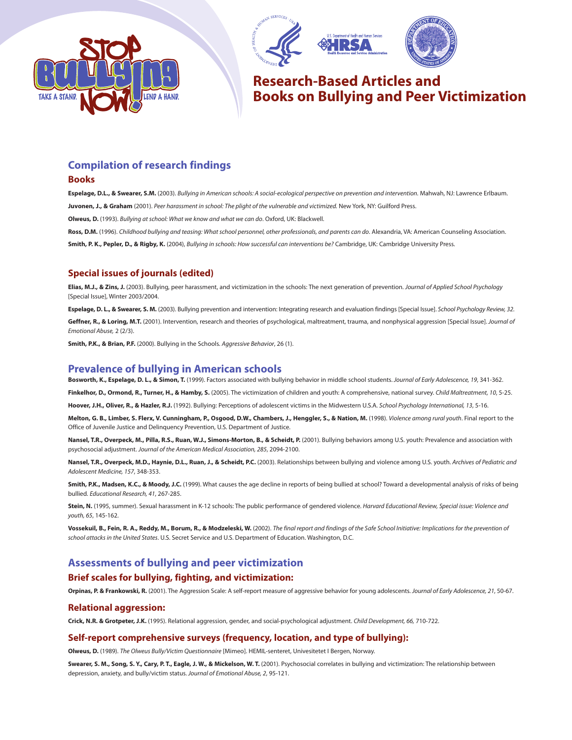# Research-Based Articles and Books on Bullying and Peer Victimization

## Compilation of research findings

### Books

**Espelage, D.L., & Swearer, S.M.** (2003). *Bullying in American schools: A social-ecological perspective on prevention and intervention.* Mahwah, NJ: Lawrence Erlbaum.

**Juvonen, J., & Graham** (2001). *Peer harassment in school: The plight of the vulnerable and victimized.* New York, NY: Guilford Press.

**Olweus, D.** (1993). *Bullying at school: What we know and what we can do*. Oxford, UK: Blackwell.

**Ross, D.M.** (1996). *Childhood bullying and teasing: What school personnel, other professionals, and parents can do*. Alexandria, VA: American Counseling Association.

**Smith, P. K., Pepler, D., & Rigby, K.** (2004), *Bullying in schools: How successful can interventions be?* Cambridge, UK: Cambridge University Press.

## Special issues of journals (edited)

**Elias, M.J., & Zins, J.** (2003). Bullying, peer harassment, and victimization in the schools: The next generation of prevention. *Journal of Applied School Psychology* [Special Issue], Winter 2003/2004.

**Espelage, D. L., & Swearer, S. M.** (2003). Bullying prevention and intervention: Integrating research and evaluation findings [Special Issue]. *School Psychology Review, 32.*

**Geffner, R., & Loring, M.T.** (2001). Intervention, research and theories of psychological, maltreatment, trauma, and nonphysical aggression [Special Issue]. *Journal of Emotional Abuse,* 2 (2/3).

**Smith, P.K., & Brian, P.F.** (2000). Bullying in the Schools. *Aggressive Behavior*, 26 (1).

## Prevalence of bullying in American schools

**Bosworth, K., Espelage, D. L., & Simon, T.** (1999). Factors associated with bullying behavior in middle school students. *Journal of Early Adolescence, 19*, 341-362.

**Finkelhor, D., Ormond, R., Turner, H., & Hamby, S.** (2005). The victimization of children and youth: A comprehensive, national survey. *Child Maltreatment, 10*, 5-25.

**Hoover, J.H., Oliver, R., & Hazler, R.J.** (1992). Bullying: Perceptions of adolescent victims in the Midwestern U.S.A. *School Psychology International, 13*, 5-16.

**Melton, G. B., Limber, S. Flerx, V. Cunningham, P., Osgood, D.W., Chambers, J., Henggler, S., & Nation, M.** (1998). *Violence among rural youth*. Final report to the Office of Juvenile Justice and Delinquency Prevention, U.S. Department of Justice.

**Nansel, T.R., Overpeck, M., Pilla, R.S., Ruan, W.J., Simons-Morton, B., & Scheidt, P.** (2001). Bullying behaviors among U.S. youth: Prevalence and association with psychosocial adjustment. *Journal of the American Medical Association, 285*, 2094-2100.

**Nansel, T.R., Overpeck, M.D., Haynie, D.L., Ruan, J., & Scheidt, P.C.** (2003). Relationships between bullying and violence among U.S. youth. *Archives of Pediatric and Adolescent Medicine, 157*, 348-353.

**Smith, P.K., Madsen, K.C., & Moody, J.C.** (1999). What causes the age decline in reports of being bullied at school? Toward a developmental analysis of risks of being bullied. *Educational Research, 41*, 267-285.

**Stein, N.** (1995, summer). Sexual harassment in K-12 schools: The public performance of gendered violence. *Harvard Educational Review, Special issue: Violence and youth, 65*, 145-162.

**Vossekuil, B., Fein, R. A., Reddy, M., Borum, R., & Modzeleski, W.** (2002). *The final report and findings of the Safe School Initiative: Implications for the prevention of school attacks in the United States*. U.S. Secret Service and U.S. Department of Education. Washington, D.C.

## Assessments of bullying and peer victimization

### Brief scales for bullying, fighting, and victimization:

**Orpinas, P. & Frankowski, R.** (2001). The Aggression Scale: A self-report measure of aggressive behavior for young adolescents. *Journal of Early Adolescence, 21*, 50-67.

### Relational aggression:

**Crick, N.R. & Grotpeter, J.K.** (1995). Relational aggression, gender, and social-psychological adjustment. *Child Development, 66,* 710-722.

### Self-report comprehensive surveys (frequency, location, and type of bullying):

**Olweus, D.** (1989). *The Olweus Bully/Victim Questionnaire* [Mimeo]. HEMIL-senteret, Univesitetet I Bergen, Norway.

**Swearer, S. M., Song, S. Y., Cary, P. T., Eagle, J. W., & Mickelson, W. T.** (2001). Psychosocial correlates in bullying and victimization: The relationship between depression, anxiety, and bully/victim status. *Journal of Emotional Abuse, 2*, 95-121.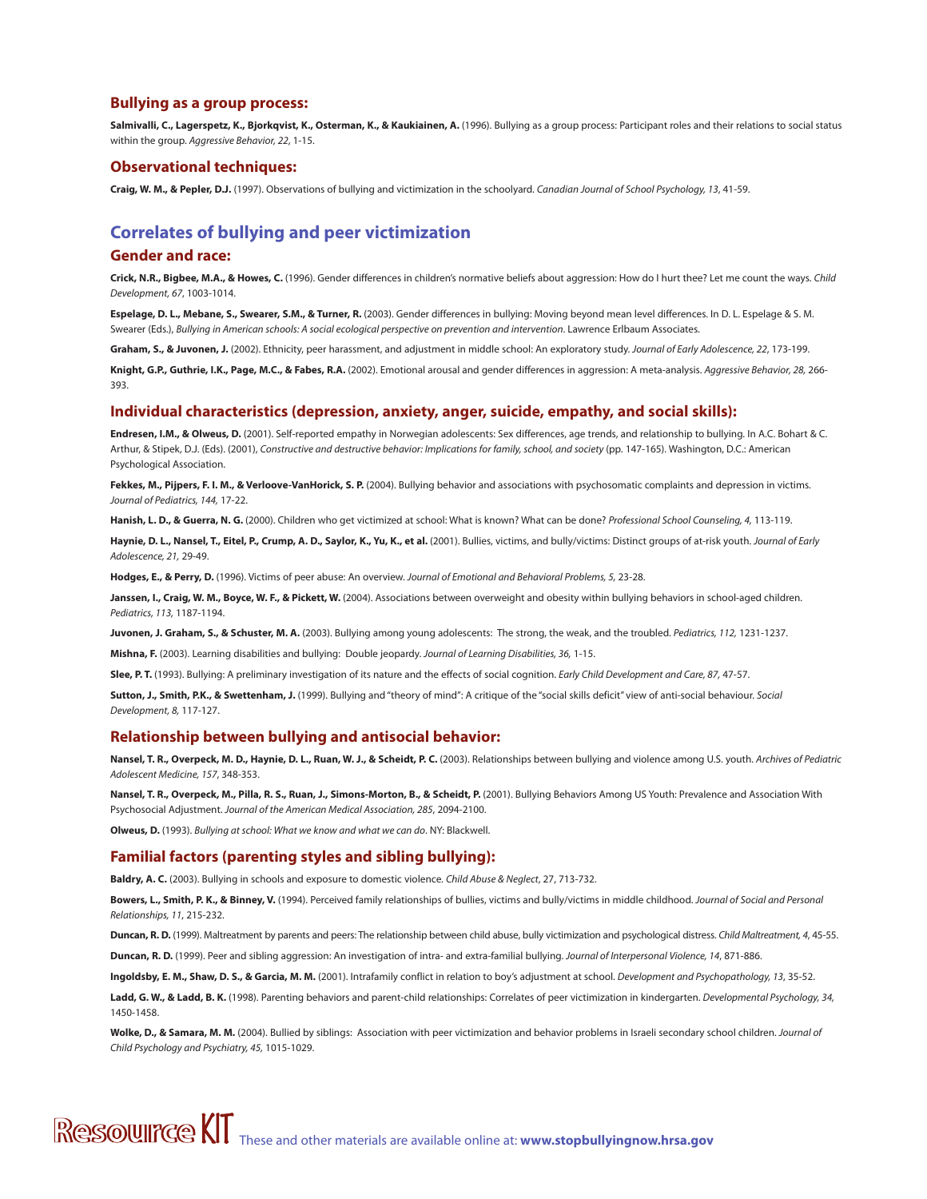### Bullying as a group process:

**Salmivalli, C., Lagerspetz, K., Bjorkqvist, K., Osterman, K., & Kaukiainen, A.** (1996). Bullying as a group process: Participant roles and their relations to social status within the group. *Aggressive Behavior, 22*, 1-15.

### Observational techniques:

**Craig, W. M., & Pepler, D.J.** (1997). Observations of bullying and victimization in the schoolyard. *Canadian Journal of School Psychology, 13*, 41-59.

## Correlates of bullying and peer victimization

### Gender and race:

**Crick, N.R., Bigbee, M.A., & Howes, C.** (1996). Gender differences in children's normative beliefs about aggression: How do I hurt thee? Let me count the ways. *Child Development, 67*, 1003-1014.

**Espelage, D. L., Mebane, S., Swearer, S.M., & Turner, R.** (2003). Gender differences in bullying: Moving beyond mean level differences. In D. L. Espelage & S. M. Swearer (Eds.), *Bullying in American schools: A social ecological perspective on prevention and intervention*. Lawrence Erlbaum Associates.

**Graham, S., & Juvonen, J.** (2002). Ethnicity, peer harassment, and adjustment in middle school: An exploratory study. *Journal of Early Adolescence, 22*, 173-199.

**Knight, G.P., Guthrie, I.K., Page, M.C., & Fabes, R.A.** (2002). Emotional arousal and gender differences in aggression: A meta-analysis. *Aggressive Behavior, 28,* 266-393.

### Individual characteristics (depression, anxiety, anger, suicide, empathy, and social skills):

**Endresen, I.M., & Olweus, D.** (2001). Self-reported empathy in Norwegian adolescents: Sex differences, age trends, and relationship to bullying. In A.C. Bohart & C. Arthur, & Stipek, D.J. (Eds). (2001), *Constructive and destructive behavior: Implications for family, school, and society* (pp. 147-165). Washington, D.C.: American Psychological Association.

**Fekkes, M., Pijpers, F. I. M., & Verloove-VanHorick, S. P.** (2004). Bullying behavior and associations with psychosomatic complaints and depression in victims. *Journal of Pediatrics, 144,* 17-22.

**Hanish, L. D., & Guerra, N. G.** (2000). Children who get victimized at school: What is known? What can be done? *Professional School Counseling, 4,* 113-119.

**Haynie, D. L., Nansel, T., Eitel, P., Crump, A. D., Saylor, K., Yu, K., et al.** (2001). Bullies, victims, and bully/victims: Distinct groups of at-risk youth. *Journal of Early Adolescence, 21,* 29-49.

**Hodges, E., & Perry, D.** (1996). Victims of peer abuse: An overview. *Journal of Emotional and Behavioral Problems, 5,* 23-28.

**Janssen, I., Craig, W. M., Boyce, W. F., & Pickett, W.** (2004). Associations between overweight and obesity within bullying behaviors in school-aged children. *Pediatrics, 113,* 1187-1194.

**Juvonen, J. Graham, S., & Schuster, M. A.** (2003). Bullying among young adolescents: The strong, the weak, and the troubled. *Pediatrics, 112,* 1231-1237.

**Mishna, F.** (2003). Learning disabilities and bullying: Double jeopardy. *Journal of Learning Disabilities, 36,* 1-15.

**Slee, P. T.** (1993). Bullying: A preliminary investigation of its nature and the effects of social cognition. *Early Child Development and Care, 87,* 47-57.

**Sutton, J., Smith, P.K., & Swettenham, J.** (1999). Bullying and "theory of mind": A critique of the "social skills deficit" view of anti-social behaviour. *Social Development, 8,* 117-127.

### Relationship between bullying and antisocial behavior:

**Nansel, T. R., Overpeck, M. D., Haynie, D. L., Ruan, W. J., & Scheidt, P. C.** (2003). Relationships between bullying and violence among U.S. youth. *Archives of Pediatric Adolescent Medicine, 157*, 348-353.

**Nansel, T. R., Overpeck, M., Pilla, R. S., Ruan, J., Simons-Morton, B., & Scheidt, P.** (2001). Bullying Behaviors Among US Youth: Prevalence and Association With Psychosocial Adjustment. *Journal of the American Medical Association, 285*, 2094-2100.

**Olweus, D.** (1993). *Bullying at school: What we know and what we can do*. NY: Blackwell.

### Familial factors (parenting styles and sibling bullying):

**Baldry, A. C.** (2003). Bullying in schools and exposure to domestic violence. *Child Abuse & Neglect*, 27, 713-732.

**Bowers, L., Smith, P. K., & Binney, V.** (1994). Perceived family relationships of bullies, victims and bully/victims in middle childhood. *Journal of Social and Personal Relationships, 11*, 215-232.

**Duncan, R. D.** (1999). Maltreatment by parents and peers: The relationship between child abuse, bully victimization and psychological distress. *Child Maltreatment, 4*, 45-55.

**Duncan, R. D.** (1999). Peer and sibling aggression: An investigation of intra- and extra-familial bullying. *Journal of Interpersonal Violence, 14*, 871-886.

**Ingoldsby, E. M., Shaw, D. S., & Garcia, M. M.** (2001). Intrafamily conflict in relation to boy's adjustment at school. *Development and Psychopathology, 13*, 35-52.

**Ladd, G. W., & Ladd, B. K.** (1998). Parenting behaviors and parent-child relationships: Correlates of peer victimization in kindergarten. *Developmental Psychology, 34,* 1450-1458.

**Wolke, D., & Samara, M. M.** (2004). Bullied by siblings: Association with peer victimization and behavior problems in Israeli secondary school children. *Journal of Child Psychology and Psychiatry, 45,* 1015-1029.

Resource KIT These and other materials are available online at: **www.stopbullyingnow.hrsa.gov**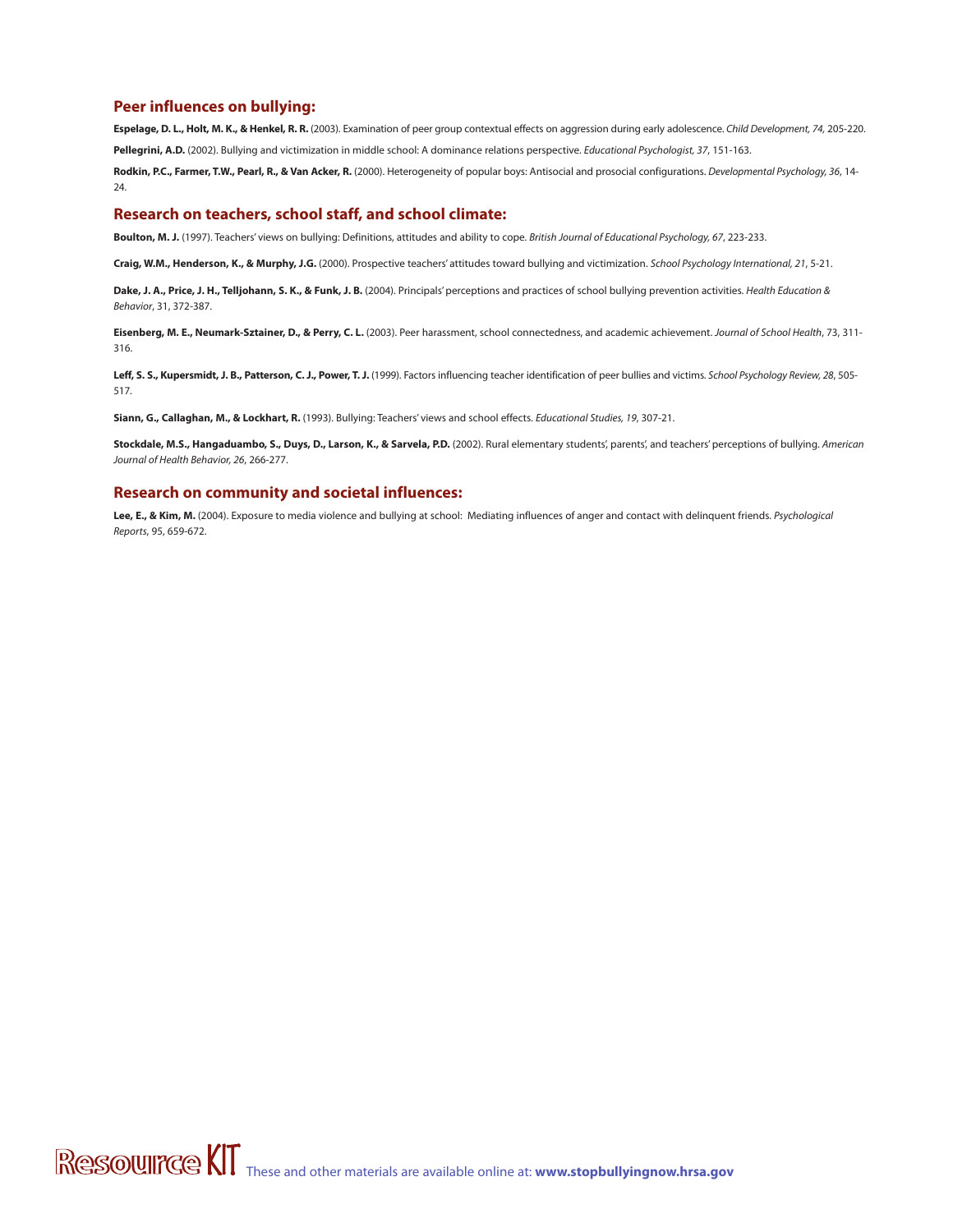## Peer influences on bullying:

**Espelage, D. L., Holt, M. K., & Henkel, R. R.** (2003). Examination of peer group contextual effects on aggression during early adolescence. *Child Development, 74,* 205-220.

**Pellegrini, A.D.** (2002). Bullying and victimization in middle school: A dominance relations perspective. *Educational Psychologist, 37*, 151-163.

**Rodkin, P.C., Farmer, T.W., Pearl, R., & Van Acker, R.** (2000). Heterogeneity of popular boys: Antisocial and prosocial configurations. *Developmental Psychology, 36*, 14-24.

## Research on teachers, school staff, and school climate:

**Boulton, M. J.** (1997). Teachers' views on bullying: Definitions, attitudes and ability to cope. *British Journal of Educational Psychology, 67*, 223-233.

**Craig, W.M., Henderson, K., & Murphy, J.G.** (2000). Prospective teachers' attitudes toward bullying and victimization. *School Psychology International, 21*, 5-21.

**Dake, J. A., Price, J. H., Telljohann, S. K., & Funk, J. B.** (2004). Principals' perceptions and practices of school bullying prevention activities. *Health Education & Behavior*, 31, 372-387.

**Eisenberg, M. E., Neumark-Sztainer, D., & Perry, C. L.** (2003). Peer harassment, school connectedness, and academic achievement. *Journal of School Health*, 73, 311-316.

**Leff, S. S., Kupersmidt, J. B., Patterson, C. J., Power, T. J.** (1999). Factors influencing teacher identification of peer bullies and victims. *School Psychology Review, 28*, 505-517.

**Siann, G., Callaghan, M., & Lockhart, R.** (1993). Bullying: Teachers' views and school effects. *Educational Studies, 19*, 307-21.

**Stockdale, M.S., Hangaduambo, S., Duys, D., Larson, K., & Sarvela, P.D.** (2002). Rural elementary students', parents', and teachers' perceptions of bullying. *American Journal of Health Behavior, 26*, 266-277.

## Research on community and societal influences:

**Lee, E., & Kim, M.** (2004). Exposure to media violence and bullying at school: Mediating influences of anger and contact with delinquent friends. *Psychological Reports*, 95, 659-672.